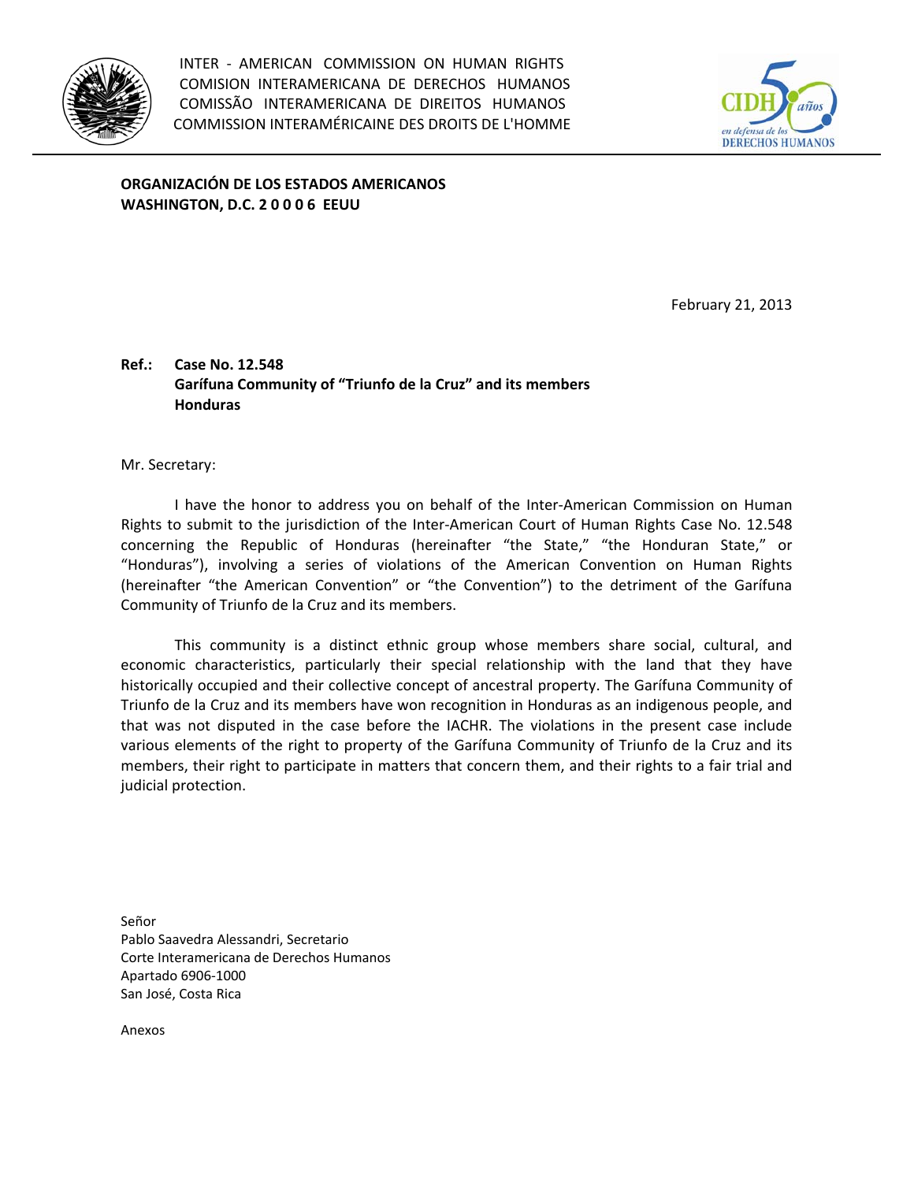INTER - AMERICAN COMMISSION ON HUMAN RIGHTS
COMISION INTERAMERICANA DE DERECHOS HUMANOS
COMISSÃO INTERAMERICANA DE DIREITOS HUMANOS
COMMISSION INTERAMÉRICAINE DES DROITS DE L'HOMME

**ORGANIZACIÓN DE LOS ESTADOS AMERICANOS**
**WASHINGTON, D.C. 2 0 0 0 6 EEUU**

February 21, 2013

**Ref.: Case No. 12.548**
**Garífuna Community of "Triunfo de la Cruz" and its members**
**Honduras**

Mr. Secretary:

I have the honor to address you on behalf of the Inter-American Commission on Human Rights to submit to the jurisdiction of the Inter-American Court of Human Rights Case No. 12.548 concerning the Republic of Honduras (hereinafter "the State," "the Honduran State," or "Honduras"), involving a series of violations of the American Convention on Human Rights (hereinafter "the American Convention" or "the Convention") to the detriment of the Garífuna Community of Triunfo de la Cruz and its members.

This community is a distinct ethnic group whose members share social, cultural, and economic characteristics, particularly their special relationship with the land that they have historically occupied and their collective concept of ancestral property. The Garífuna Community of Triunfo de la Cruz and its members have won recognition in Honduras as an indigenous people, and that was not disputed in the case before the IACHR. The violations in the present case include various elements of the right to property of the Garífuna Community of Triunfo de la Cruz and its members, their right to participate in matters that concern them, and their rights to a fair trial and judicial protection.

Señor
Pablo Saavedra Alessandri, Secretario
Corte Interamericana de Derechos Humanos
Apartado 6906-1000
San José, Costa Rica

Anexos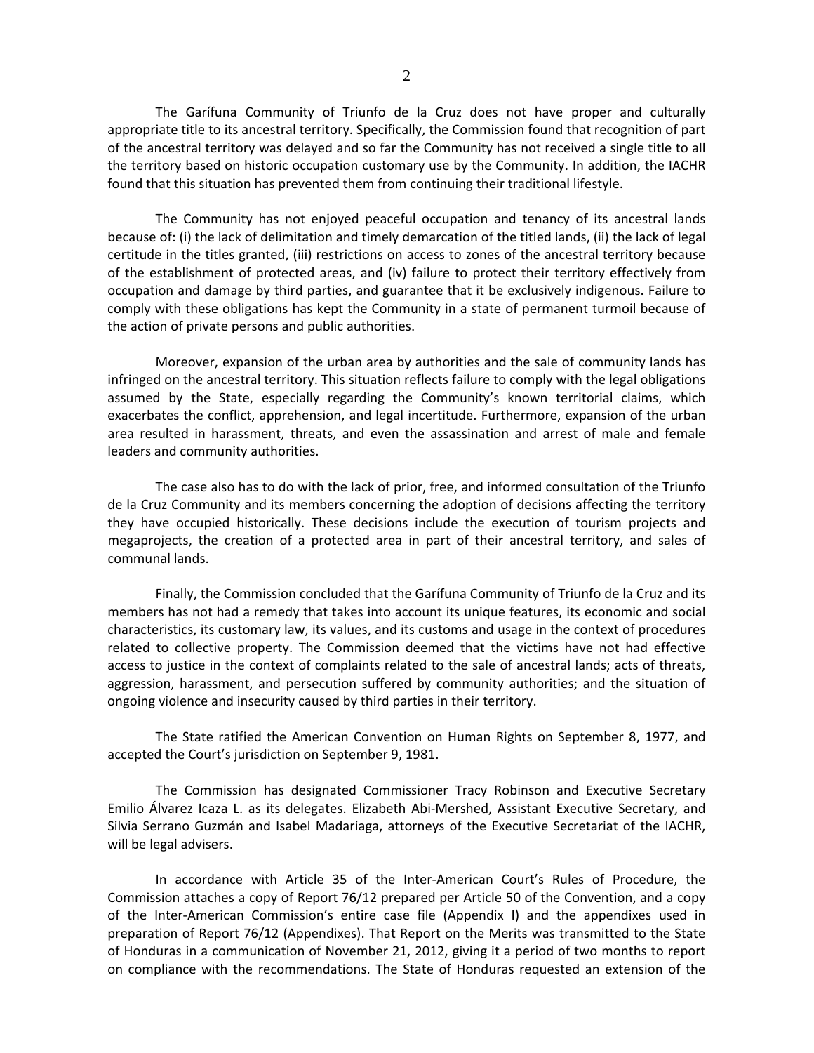The Garífuna Community of Triunfo de la Cruz does not have proper and culturally appropriate title to its ancestral territory. Specifically, the Commission found that recognition of part of the ancestral territory was delayed and so far the Community has not received a single title to all the territory based on historic occupation customary use by the Community. In addition, the IACHR found that this situation has prevented them from continuing their traditional lifestyle.

The Community has not enjoyed peaceful occupation and tenancy of its ancestral lands because of: (i) the lack of delimitation and timely demarcation of the titled lands, (ii) the lack of legal certitude in the titles granted, (iii) restrictions on access to zones of the ancestral territory because of the establishment of protected areas, and (iv) failure to protect their territory effectively from occupation and damage by third parties, and guarantee that it be exclusively indigenous. Failure to comply with these obligations has kept the Community in a state of permanent turmoil because of the action of private persons and public authorities.

Moreover, expansion of the urban area by authorities and the sale of community lands has infringed on the ancestral territory. This situation reflects failure to comply with the legal obligations assumed by the State, especially regarding the Community's known territorial claims, which exacerbates the conflict, apprehension, and legal incertitude. Furthermore, expansion of the urban area resulted in harassment, threats, and even the assassination and arrest of male and female leaders and community authorities.

The case also has to do with the lack of prior, free, and informed consultation of the Triunfo de la Cruz Community and its members concerning the adoption of decisions affecting the territory they have occupied historically. These decisions include the execution of tourism projects and megaprojects, the creation of a protected area in part of their ancestral territory, and sales of communal lands.

Finally, the Commission concluded that the Garífuna Community of Triunfo de la Cruz and its members has not had a remedy that takes into account its unique features, its economic and social characteristics, its customary law, its values, and its customs and usage in the context of procedures related to collective property. The Commission deemed that the victims have not had effective access to justice in the context of complaints related to the sale of ancestral lands; acts of threats, aggression, harassment, and persecution suffered by community authorities; and the situation of ongoing violence and insecurity caused by third parties in their territory.

The State ratified the American Convention on Human Rights on September 8, 1977, and accepted the Court's jurisdiction on September 9, 1981.

The Commission has designated Commissioner Tracy Robinson and Executive Secretary Emilio Álvarez Icaza L. as its delegates. Elizabeth Abi-Mershed, Assistant Executive Secretary, and Silvia Serrano Guzmán and Isabel Madariaga, attorneys of the Executive Secretariat of the IACHR, will be legal advisers.

In accordance with Article 35 of the Inter-American Court's Rules of Procedure, the Commission attaches a copy of Report 76/12 prepared per Article 50 of the Convention, and a copy of the Inter-American Commission's entire case file (Appendix I) and the appendixes used in preparation of Report 76/12 (Appendixes). That Report on the Merits was transmitted to the State of Honduras in a communication of November 21, 2012, giving it a period of two months to report on compliance with the recommendations. The State of Honduras requested an extension of the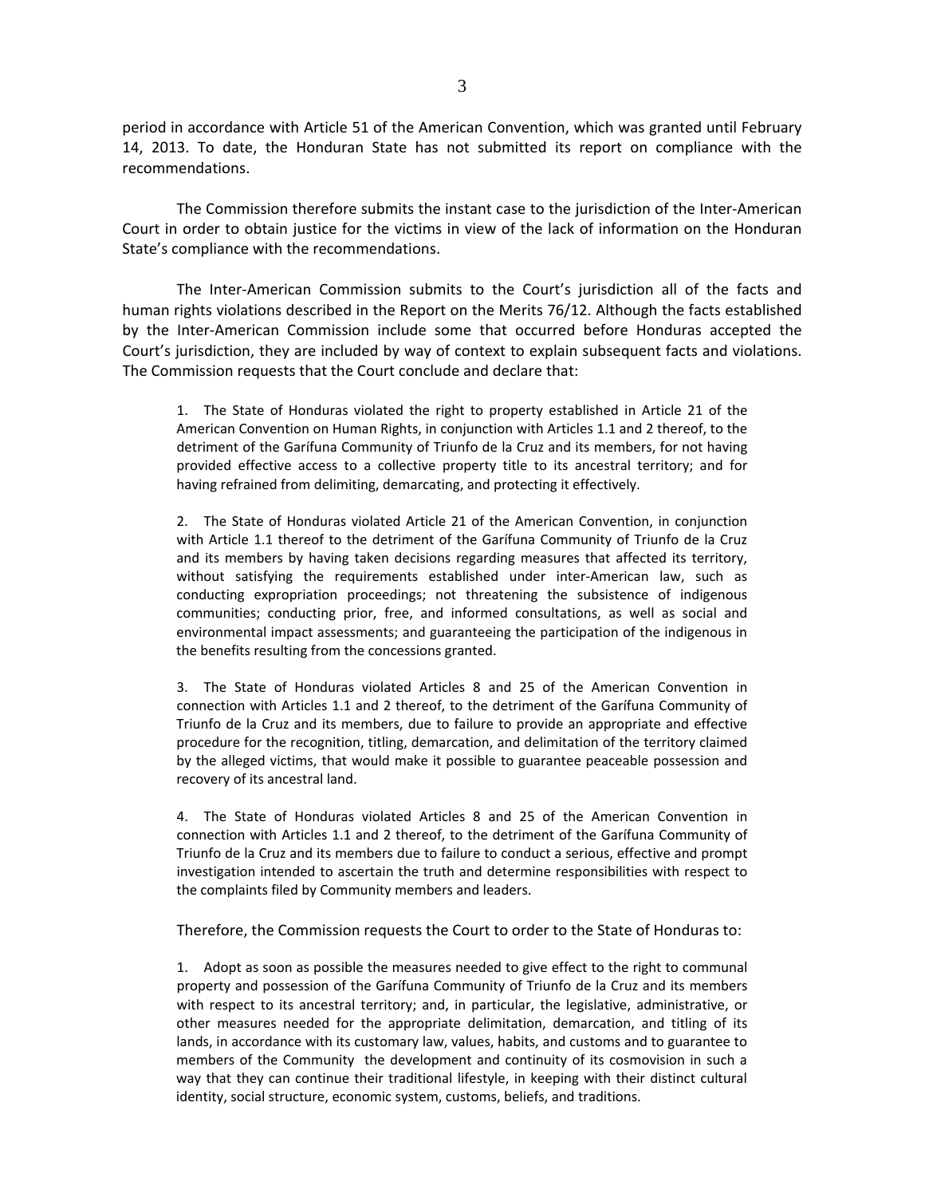period in accordance with Article 51 of the American Convention, which was granted until February 14, 2013. To date, the Honduran State has not submitted its report on compliance with the recommendations.

The Commission therefore submits the instant case to the jurisdiction of the Inter-American Court in order to obtain justice for the victims in view of the lack of information on the Honduran State's compliance with the recommendations.

The Inter-American Commission submits to the Court's jurisdiction all of the facts and human rights violations described in the Report on the Merits 76/12. Although the facts established by the Inter-American Commission include some that occurred before Honduras accepted the Court's jurisdiction, they are included by way of context to explain subsequent facts and violations. The Commission requests that the Court conclude and declare that:

> 1. The State of Honduras violated the right to property established in Article 21 of the American Convention on Human Rights, in conjunction with Articles 1.1 and 2 thereof, to the detriment of the Garífuna Community of Triunfo de la Cruz and its members, for not having provided effective access to a collective property title to its ancestral territory; and for having refrained from delimiting, demarcating, and protecting it effectively.
>
> 2. The State of Honduras violated Article 21 of the American Convention, in conjunction with Article 1.1 thereof to the detriment of the Garífuna Community of Triunfo de la Cruz and its members by having taken decisions regarding measures that affected its territory, without satisfying the requirements established under inter-American law, such as conducting expropriation proceedings; not threatening the subsistence of indigenous communities; conducting prior, free, and informed consultations, as well as social and environmental impact assessments; and guaranteeing the participation of the indigenous in the benefits resulting from the concessions granted.
>
> 3. The State of Honduras violated Articles 8 and 25 of the American Convention in connection with Articles 1.1 and 2 thereof, to the detriment of the Garífuna Community of Triunfo de la Cruz and its members, due to failure to provide an appropriate and effective procedure for the recognition, titling, demarcation, and delimitation of the territory claimed by the alleged victims, that would make it possible to guarantee peaceable possession and recovery of its ancestral land.
>
> 4. The State of Honduras violated Articles 8 and 25 of the American Convention in connection with Articles 1.1 and 2 thereof, to the detriment of the Garífuna Community of Triunfo de la Cruz and its members due to failure to conduct a serious, effective and prompt investigation intended to ascertain the truth and determine responsibilities with respect to the complaints filed by Community members and leaders.

Therefore, the Commission requests the Court to order to the State of Honduras to:

> 1. Adopt as soon as possible the measures needed to give effect to the right to communal property and possession of the Garífuna Community of Triunfo de la Cruz and its members with respect to its ancestral territory; and, in particular, the legislative, administrative, or other measures needed for the appropriate delimitation, demarcation, and titling of its lands, in accordance with its customary law, values, habits, and customs and to guarantee to members of the Community the development and continuity of its cosmovision in such a way that they can continue their traditional lifestyle, in keeping with their distinct cultural identity, social structure, economic system, customs, beliefs, and traditions.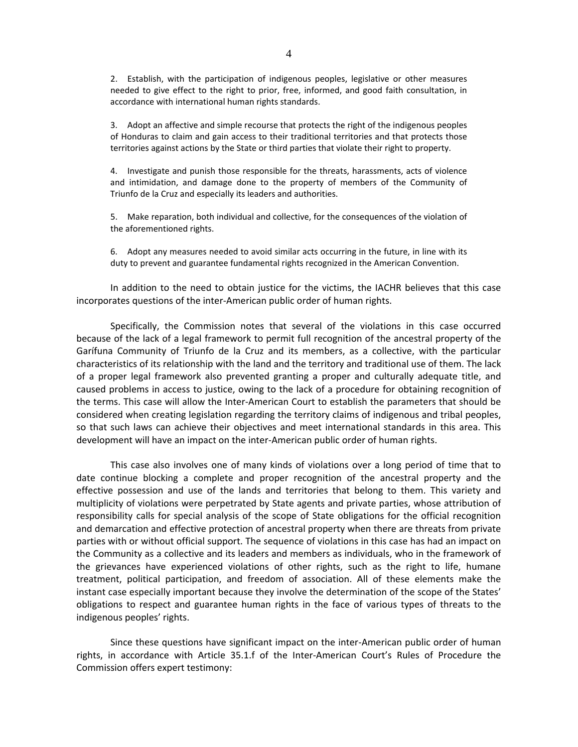2. Establish, with the participation of indigenous peoples, legislative or other measures needed to give effect to the right to prior, free, informed, and good faith consultation, in accordance with international human rights standards.

3. Adopt an affective and simple recourse that protects the right of the indigenous peoples of Honduras to claim and gain access to their traditional territories and that protects those territories against actions by the State or third parties that violate their right to property.

4. Investigate and punish those responsible for the threats, harassments, acts of violence and intimidation, and damage done to the property of members of the Community of Triunfo de la Cruz and especially its leaders and authorities.

5. Make reparation, both individual and collective, for the consequences of the violation of the aforementioned rights.

6. Adopt any measures needed to avoid similar acts occurring in the future, in line with its duty to prevent and guarantee fundamental rights recognized in the American Convention.

In addition to the need to obtain justice for the victims, the IACHR believes that this case incorporates questions of the inter-American public order of human rights.

Specifically, the Commission notes that several of the violations in this case occurred because of the lack of a legal framework to permit full recognition of the ancestral property of the Garífuna Community of Triunfo de la Cruz and its members, as a collective, with the particular characteristics of its relationship with the land and the territory and traditional use of them. The lack of a proper legal framework also prevented granting a proper and culturally adequate title, and caused problems in access to justice, owing to the lack of a procedure for obtaining recognition of the terms. This case will allow the Inter-American Court to establish the parameters that should be considered when creating legislation regarding the territory claims of indigenous and tribal peoples, so that such laws can achieve their objectives and meet international standards in this area. This development will have an impact on the inter-American public order of human rights.

This case also involves one of many kinds of violations over a long period of time that to date continue blocking a complete and proper recognition of the ancestral property and the effective possession and use of the lands and territories that belong to them. This variety and multiplicity of violations were perpetrated by State agents and private parties, whose attribution of responsibility calls for special analysis of the scope of State obligations for the official recognition and demarcation and effective protection of ancestral property when there are threats from private parties with or without official support. The sequence of violations in this case has had an impact on the Community as a collective and its leaders and members as individuals, who in the framework of the grievances have experienced violations of other rights, such as the right to life, humane treatment, political participation, and freedom of association. All of these elements make the instant case especially important because they involve the determination of the scope of the States' obligations to respect and guarantee human rights in the face of various types of threats to the indigenous peoples' rights.

Since these questions have significant impact on the inter-American public order of human rights, in accordance with Article 35.1.f of the Inter-American Court's Rules of Procedure the Commission offers expert testimony: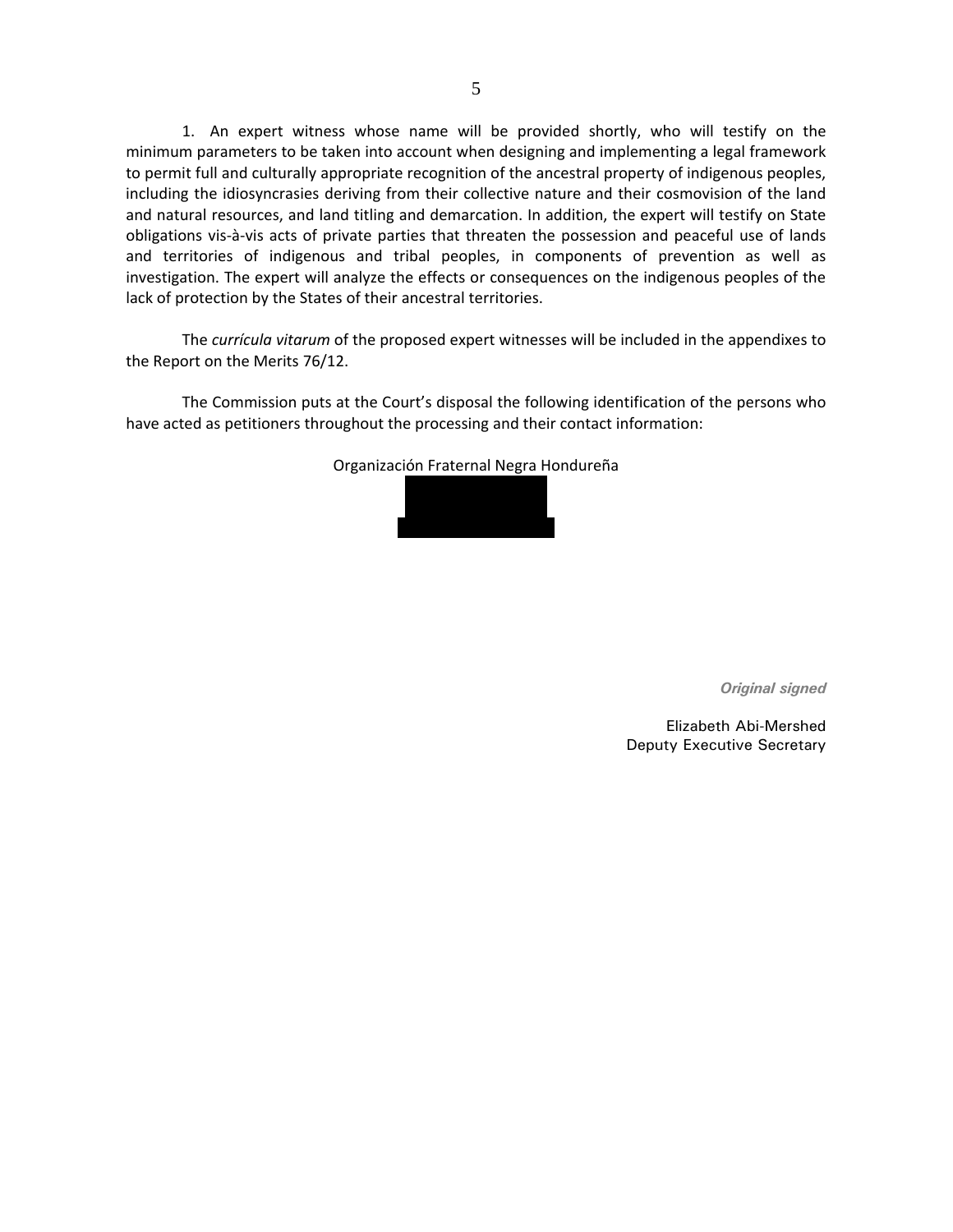1. An expert witness whose name will be provided shortly, who will testify on the minimum parameters to be taken into account when designing and implementing a legal framework to permit full and culturally appropriate recognition of the ancestral property of indigenous peoples, including the idiosyncrasies deriving from their collective nature and their cosmovision of the land and natural resources, and land titling and demarcation. In addition, the expert will testify on State obligations vis-à-vis acts of private parties that threaten the possession and peaceful use of lands and territories of indigenous and tribal peoples, in components of prevention as well as investigation. The expert will analyze the effects or consequences on the indigenous peoples of the lack of protection by the States of their ancestral territories.

The *currícula vitarum* of the proposed expert witnesses will be included in the appendixes to the Report on the Merits 76/12.

The Commission puts at the Court's disposal the following identification of the persons who have acted as petitioners throughout the processing and their contact information:

Organización Fraternal Negra Hondureña

*Original signed*

Elizabeth Abi-Mershed
Deputy Executive Secretary